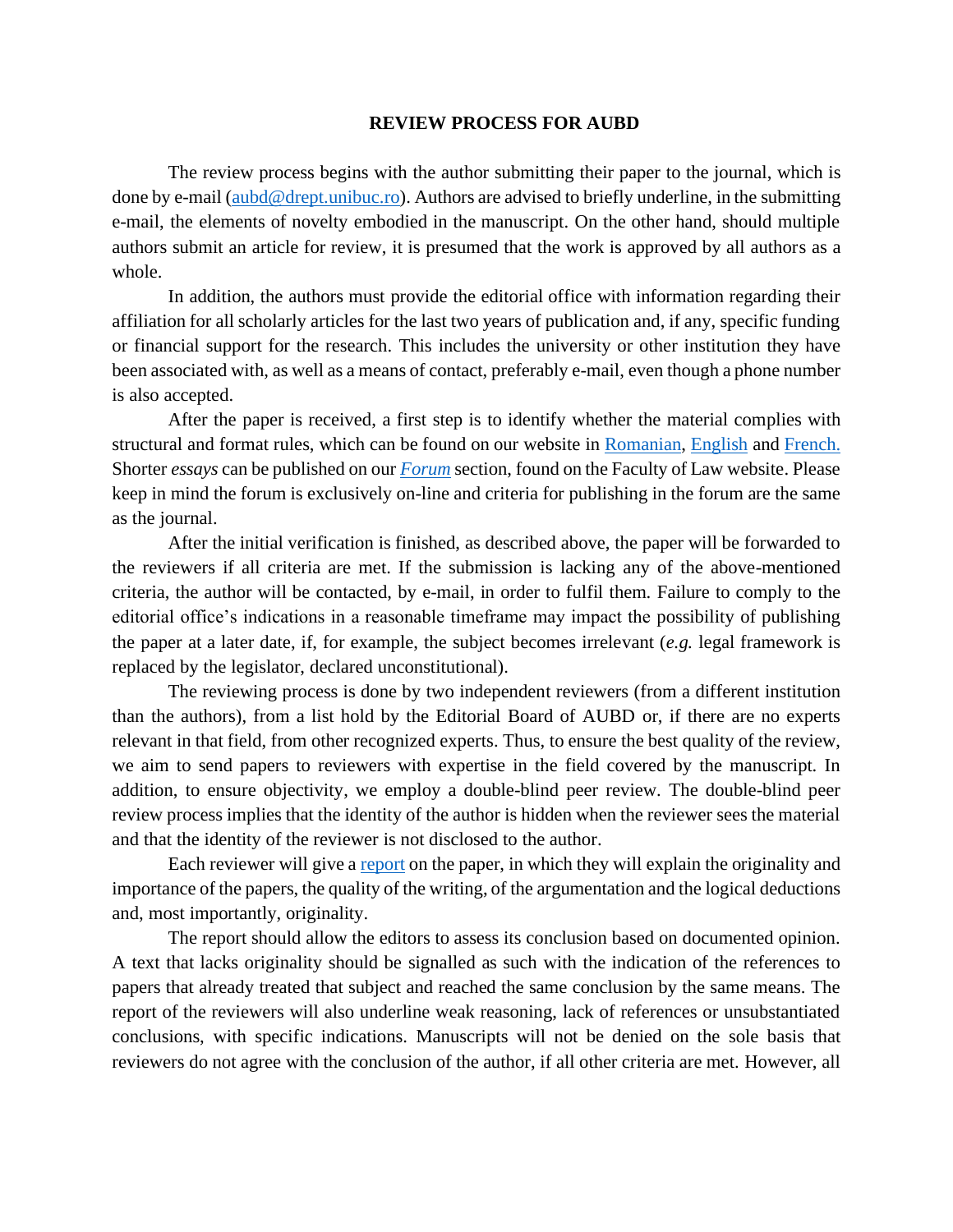# REVIEW PROCESS FOR AUBD

The review process begins with the author submitting their paper to the journal, which is done by e-mail (aubd@drept.unibuc.ro). Authors are advised to briefly underline, in the submitting e-mail, the elements of novelty embodied in the manuscript. On the other hand, should multiple authors submit an article for review, it is presumed that the work is approved by all authors as a whole.

In addition, the authors must provide the editorial office with information regarding their affiliation for all scholarly articles for the last two years of publication and, if any, specific funding or financial support for the research. This includes the university or other institution they have been associated with, as well as a means of contact, preferably e-mail, even though a phone number is also accepted.

After the paper is received, a first step is to identify whether the material complies with structural and format rules, which can be found on our website in Romanian, English and French. Shorter *essays* can be published on our ***Forum*** section, found on the Faculty of Law website. Please keep in mind the forum is exclusively on-line and criteria for publishing in the forum are the same as the journal.

After the initial verification is finished, as described above, the paper will be forwarded to the reviewers if all criteria are met. If the submission is lacking any of the above-mentioned criteria, the author will be contacted, by e-mail, in order to fulfil them. Failure to comply to the editorial office's indications in a reasonable timeframe may impact the possibility of publishing the paper at a later date, if, for example, the subject becomes irrelevant (*e.g.* legal framework is replaced by the legislator, declared unconstitutional).

The reviewing process is done by two independent reviewers (from a different institution than the authors), from a list hold by the Editorial Board of AUBD or, if there are no experts relevant in that field, from other recognized experts. Thus, to ensure the best quality of the review, we aim to send papers to reviewers with expertise in the field covered by the manuscript. In addition, to ensure objectivity, we employ a double-blind peer review. The double-blind peer review process implies that the identity of the author is hidden when the reviewer sees the material and that the identity of the reviewer is not disclosed to the author.

Each reviewer will give a report on the paper, in which they will explain the originality and importance of the papers, the quality of the writing, of the argumentation and the logical deductions and, most importantly, originality.

The report should allow the editors to assess its conclusion based on documented opinion. A text that lacks originality should be signalled as such with the indication of the references to papers that already treated that subject and reached the same conclusion by the same means. The report of the reviewers will also underline weak reasoning, lack of references or unsubstantiated conclusions, with specific indications. Manuscripts will not be denied on the sole basis that reviewers do not agree with the conclusion of the author, if all other criteria are met. However, all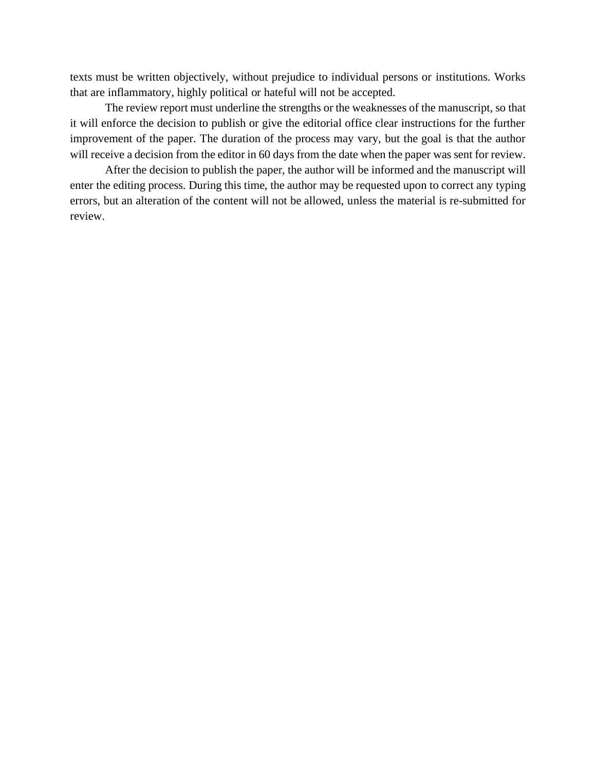texts must be written objectively, without prejudice to individual persons or institutions. Works that are inflammatory, highly political or hateful will not be accepted.

The review report must underline the strengths or the weaknesses of the manuscript, so that it will enforce the decision to publish or give the editorial office clear instructions for the further improvement of the paper. The duration of the process may vary, but the goal is that the author will receive a decision from the editor in 60 days from the date when the paper was sent for review.

After the decision to publish the paper, the author will be informed and the manuscript will enter the editing process. During this time, the author may be requested upon to correct any typing errors, but an alteration of the content will not be allowed, unless the material is re-submitted for review.